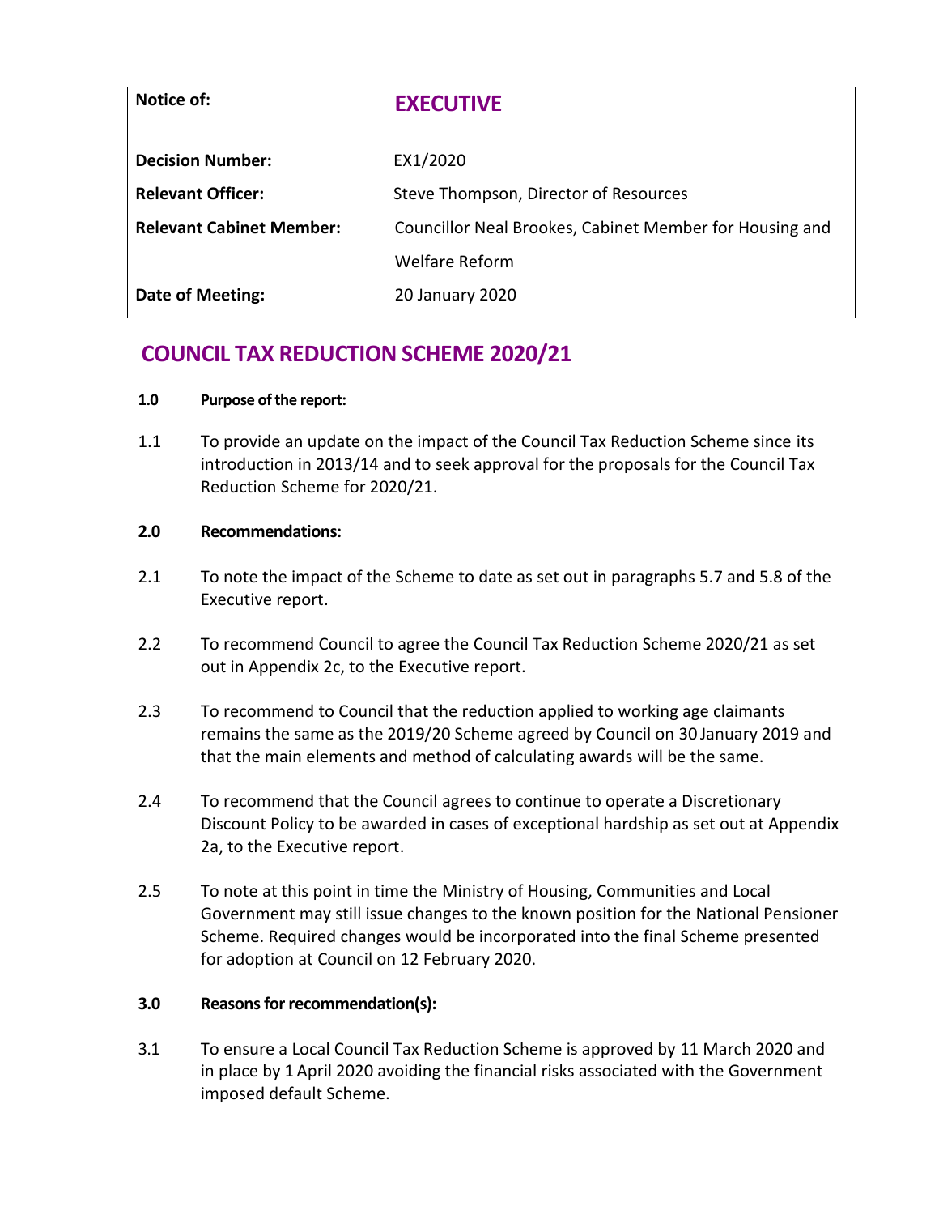| **Notice of:** | **EXECUTIVE** |
|---|---|
| **Decision Number:** | EX1/2020 |
| **Relevant Officer:** | Steve Thompson, Director of Resources |
| **Relevant Cabinet Member:** | Councillor Neal Brookes, Cabinet Member for Housing and Welfare Reform |
| **Date of Meeting:** | 20 January 2020 |

# COUNCIL TAX REDUCTION SCHEME 2020/21

**1.0 Purpose of the report:**

1.1 To provide an update on the impact of the Council Tax Reduction Scheme since its introduction in 2013/14 and to seek approval for the proposals for the Council Tax Reduction Scheme for 2020/21.

**2.0 Recommendations:**

2.1 To note the impact of the Scheme to date as set out in paragraphs 5.7 and 5.8 of the Executive report.

2.2 To recommend Council to agree the Council Tax Reduction Scheme 2020/21 as set out in Appendix 2c, to the Executive report.

2.3 To recommend to Council that the reduction applied to working age claimants remains the same as the 2019/20 Scheme agreed by Council on 30 January 2019 and that the main elements and method of calculating awards will be the same.

2.4 To recommend that the Council agrees to continue to operate a Discretionary Discount Policy to be awarded in cases of exceptional hardship as set out at Appendix 2a, to the Executive report.

2.5 To note at this point in time the Ministry of Housing, Communities and Local Government may still issue changes to the known position for the National Pensioner Scheme. Required changes would be incorporated into the final Scheme presented for adoption at Council on 12 February 2020.

**3.0 Reasons for recommendation(s):**

3.1 To ensure a Local Council Tax Reduction Scheme is approved by 11 March 2020 and in place by 1 April 2020 avoiding the financial risks associated with the Government imposed default Scheme.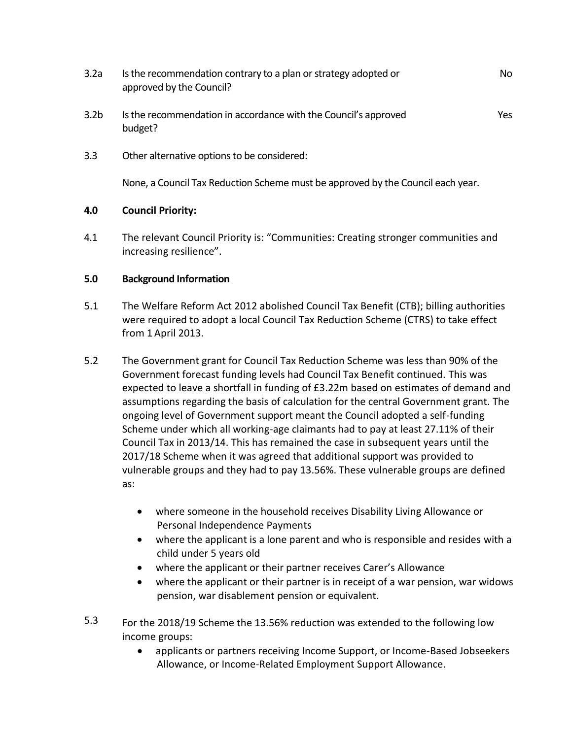3.2a Is the recommendation contrary to a plan or strategy adopted or approved by the Council? No

3.2b Is the recommendation in accordance with the Council's approved budget? Yes

3.3 Other alternative options to be considered:

None, a Council Tax Reduction Scheme must be approved by the Council each year.

## 4.0 Council Priority:

4.1 The relevant Council Priority is: "Communities: Creating stronger communities and increasing resilience".

## 5.0 Background Information

5.1 The Welfare Reform Act 2012 abolished Council Tax Benefit (CTB); billing authorities were required to adopt a local Council Tax Reduction Scheme (CTRS) to take effect from 1 April 2013.

5.2 The Government grant for Council Tax Reduction Scheme was less than 90% of the Government forecast funding levels had Council Tax Benefit continued. This was expected to leave a shortfall in funding of £3.22m based on estimates of demand and assumptions regarding the basis of calculation for the central Government grant. The ongoing level of Government support meant the Council adopted a self-funding Scheme under which all working-age claimants had to pay at least 27.11% of their Council Tax in 2013/14. This has remained the case in subsequent years until the 2017/18 Scheme when it was agreed that additional support was provided to vulnerable groups and they had to pay 13.56%. These vulnerable groups are defined as:

- where someone in the household receives Disability Living Allowance or Personal Independence Payments
- where the applicant is a lone parent and who is responsible and resides with a child under 5 years old
- where the applicant or their partner receives Carer's Allowance
- where the applicant or their partner is in receipt of a war pension, war widows pension, war disablement pension or equivalent.

5.3 For the 2018/19 Scheme the 13.56% reduction was extended to the following low income groups:

- applicants or partners receiving Income Support, or Income-Based Jobseekers Allowance, or Income-Related Employment Support Allowance.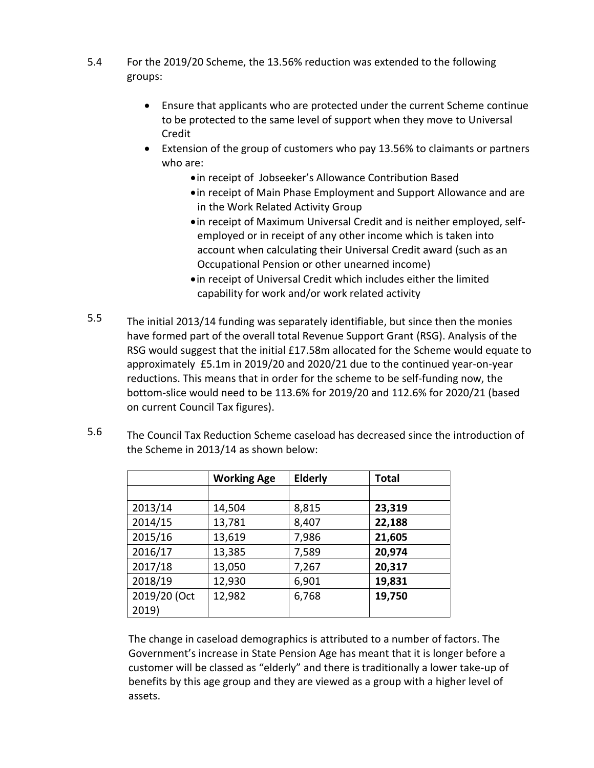5.4 For the 2019/20 Scheme, the 13.56% reduction was extended to the following groups:

- Ensure that applicants who are protected under the current Scheme continue to be protected to the same level of support when they move to Universal Credit
- Extension of the group of customers who pay 13.56% to claimants or partners who are:
  - in receipt of Jobseeker's Allowance Contribution Based
  - in receipt of Main Phase Employment and Support Allowance and are in the Work Related Activity Group
  - in receipt of Maximum Universal Credit and is neither employed, self-employed or in receipt of any other income which is taken into account when calculating their Universal Credit award (such as an Occupational Pension or other unearned income)
  - in receipt of Universal Credit which includes either the limited capability for work and/or work related activity

5.5 The initial 2013/14 funding was separately identifiable, but since then the monies have formed part of the overall total Revenue Support Grant (RSG). Analysis of the RSG would suggest that the initial £17.58m allocated for the Scheme would equate to approximately £5.1m in 2019/20 and 2020/21 due to the continued year-on-year reductions. This means that in order for the scheme to be self-funding now, the bottom-slice would need to be 113.6% for 2019/20 and 112.6% for 2020/21 (based on current Council Tax figures).

5.6 The Council Tax Reduction Scheme caseload has decreased since the introduction of the Scheme in 2013/14 as shown below:

| | **Working Age** | **Elderly** | **Total** |
|---|---|---|---|
| | | | |
| 2013/14 | 14,504 | 8,815 | **23,319** |
| 2014/15 | 13,781 | 8,407 | **22,188** |
| 2015/16 | 13,619 | 7,986 | **21,605** |
| 2016/17 | 13,385 | 7,589 | **20,974** |
| 2017/18 | 13,050 | 7,267 | **20,317** |
| 2018/19 | 12,930 | 6,901 | **19,831** |
| 2019/20 (Oct 2019) | 12,982 | 6,768 | **19,750** |

The change in caseload demographics is attributed to a number of factors. The Government's increase in State Pension Age has meant that it is longer before a customer will be classed as "elderly" and there is traditionally a lower take-up of benefits by this age group and they are viewed as a group with a higher level of assets.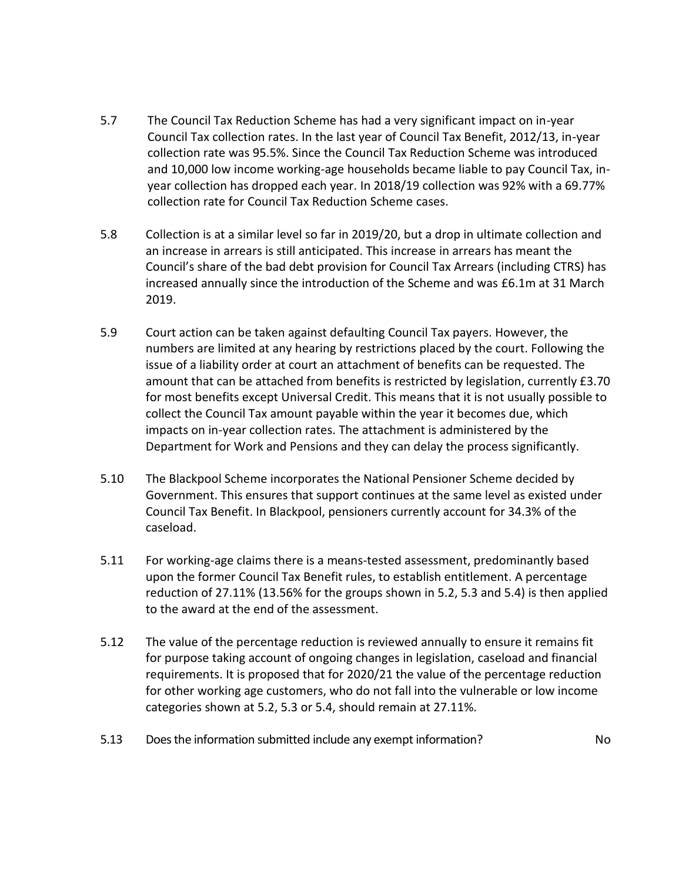5.7 The Council Tax Reduction Scheme has had a very significant impact on in-year Council Tax collection rates. In the last year of Council Tax Benefit, 2012/13, in-year collection rate was 95.5%. Since the Council Tax Reduction Scheme was introduced and 10,000 low income working-age households became liable to pay Council Tax, in-year collection has dropped each year. In 2018/19 collection was 92% with a 69.77% collection rate for Council Tax Reduction Scheme cases.

5.8 Collection is at a similar level so far in 2019/20, but a drop in ultimate collection and an increase in arrears is still anticipated. This increase in arrears has meant the Council's share of the bad debt provision for Council Tax Arrears (including CTRS) has increased annually since the introduction of the Scheme and was £6.1m at 31 March 2019.

5.9 Court action can be taken against defaulting Council Tax payers. However, the numbers are limited at any hearing by restrictions placed by the court. Following the issue of a liability order at court an attachment of benefits can be requested. The amount that can be attached from benefits is restricted by legislation, currently £3.70 for most benefits except Universal Credit. This means that it is not usually possible to collect the Council Tax amount payable within the year it becomes due, which impacts on in-year collection rates. The attachment is administered by the Department for Work and Pensions and they can delay the process significantly.

5.10 The Blackpool Scheme incorporates the National Pensioner Scheme decided by Government. This ensures that support continues at the same level as existed under Council Tax Benefit. In Blackpool, pensioners currently account for 34.3% of the caseload.

5.11 For working-age claims there is a means-tested assessment, predominantly based upon the former Council Tax Benefit rules, to establish entitlement. A percentage reduction of 27.11% (13.56% for the groups shown in 5.2, 5.3 and 5.4) is then applied to the award at the end of the assessment.

5.12 The value of the percentage reduction is reviewed annually to ensure it remains fit for purpose taking account of ongoing changes in legislation, caseload and financial requirements. It is proposed that for 2020/21 the value of the percentage reduction for other working age customers, who do not fall into the vulnerable or low income categories shown at 5.2, 5.3 or 5.4, should remain at 27.11%.

5.13 Does the information submitted include any exempt information? No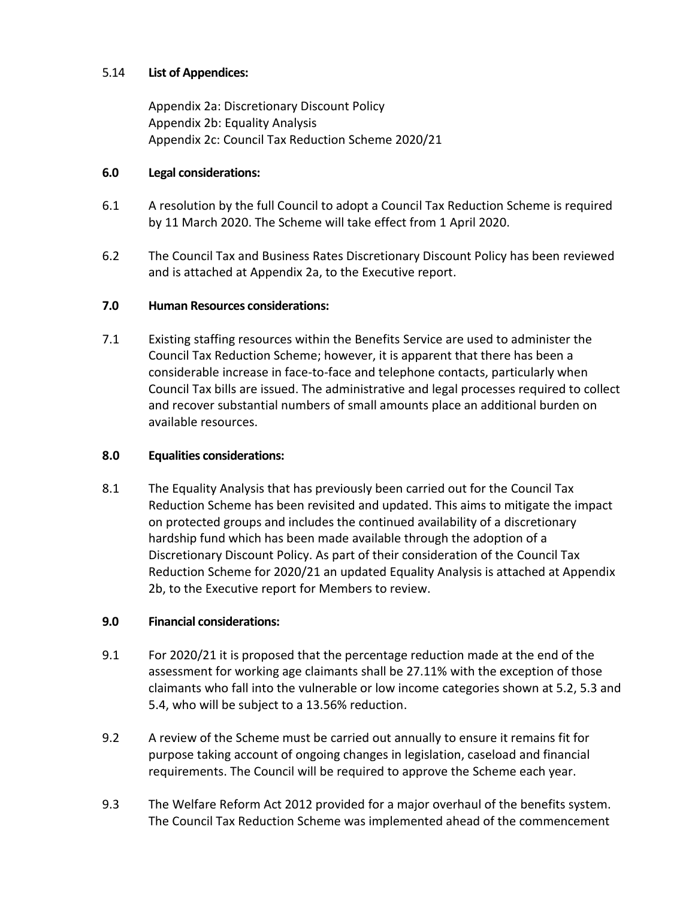5.14 **List of Appendices:**

Appendix 2a: Discretionary Discount Policy
Appendix 2b: Equality Analysis
Appendix 2c: Council Tax Reduction Scheme 2020/21

**6.0 Legal considerations:**

6.1 A resolution by the full Council to adopt a Council Tax Reduction Scheme is required by 11 March 2020. The Scheme will take effect from 1 April 2020.

6.2 The Council Tax and Business Rates Discretionary Discount Policy has been reviewed and is attached at Appendix 2a, to the Executive report.

**7.0 Human Resources considerations:**

7.1 Existing staffing resources within the Benefits Service are used to administer the Council Tax Reduction Scheme; however, it is apparent that there has been a considerable increase in face-to-face and telephone contacts, particularly when Council Tax bills are issued. The administrative and legal processes required to collect and recover substantial numbers of small amounts place an additional burden on available resources.

**8.0 Equalities considerations:**

8.1 The Equality Analysis that has previously been carried out for the Council Tax Reduction Scheme has been revisited and updated. This aims to mitigate the impact on protected groups and includes the continued availability of a discretionary hardship fund which has been made available through the adoption of a Discretionary Discount Policy. As part of their consideration of the Council Tax Reduction Scheme for 2020/21 an updated Equality Analysis is attached at Appendix 2b, to the Executive report for Members to review.

**9.0 Financial considerations:**

9.1 For 2020/21 it is proposed that the percentage reduction made at the end of the assessment for working age claimants shall be 27.11% with the exception of those claimants who fall into the vulnerable or low income categories shown at 5.2, 5.3 and 5.4, who will be subject to a 13.56% reduction.

9.2 A review of the Scheme must be carried out annually to ensure it remains fit for purpose taking account of ongoing changes in legislation, caseload and financial requirements. The Council will be required to approve the Scheme each year.

9.3 The Welfare Reform Act 2012 provided for a major overhaul of the benefits system. The Council Tax Reduction Scheme was implemented ahead of the commencement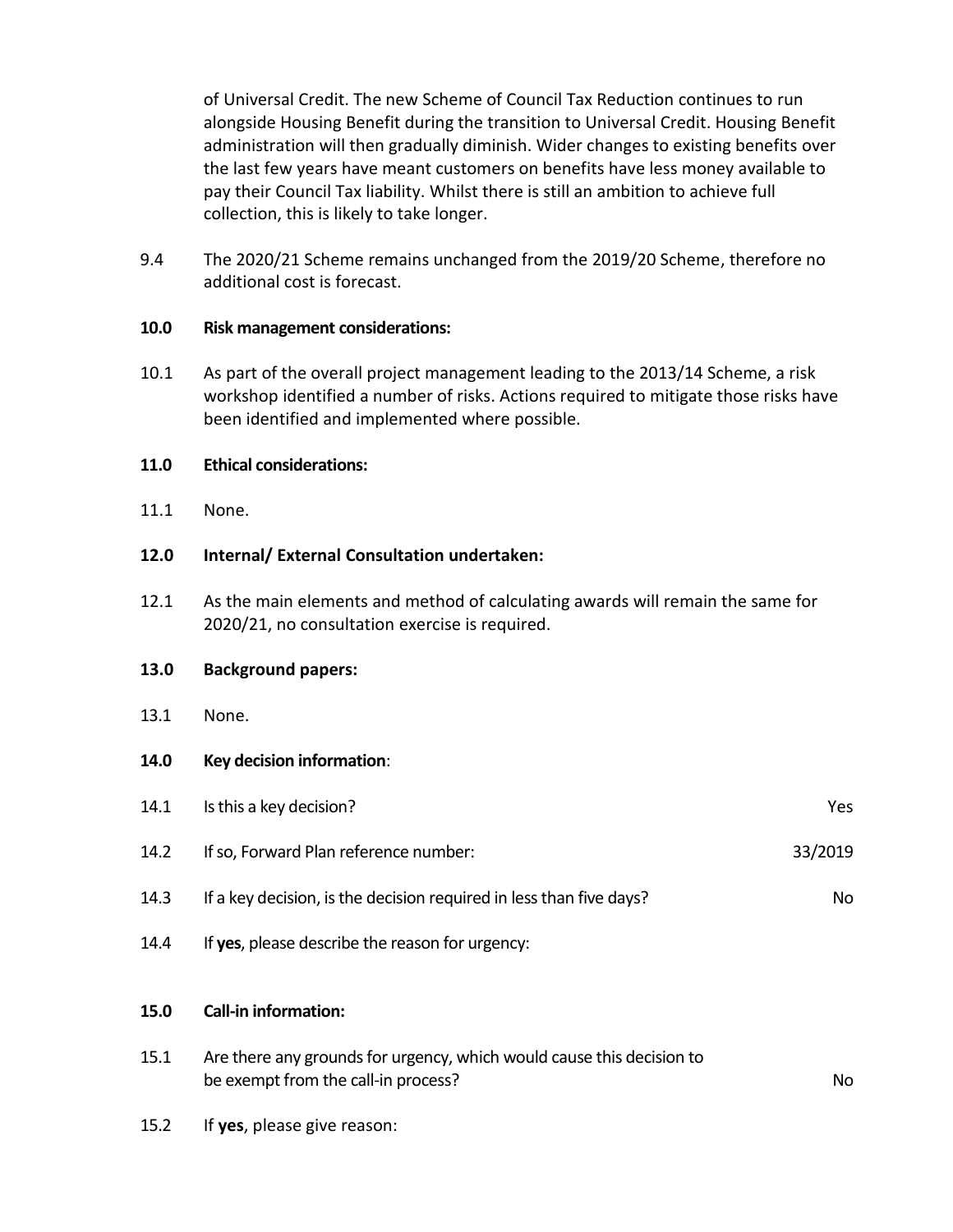of Universal Credit. The new Scheme of Council Tax Reduction continues to run alongside Housing Benefit during the transition to Universal Credit. Housing Benefit administration will then gradually diminish. Wider changes to existing benefits over the last few years have meant customers on benefits have less money available to pay their Council Tax liability. Whilst there is still an ambition to achieve full collection, this is likely to take longer.

9.4 The 2020/21 Scheme remains unchanged from the 2019/20 Scheme, therefore no additional cost is forecast.

**10.0 Risk management considerations:**

10.1 As part of the overall project management leading to the 2013/14 Scheme, a risk workshop identified a number of risks. Actions required to mitigate those risks have been identified and implemented where possible.

**11.0 Ethical considerations:**

11.1 None.

**12.0 Internal/ External Consultation undertaken:**

12.1 As the main elements and method of calculating awards will remain the same for 2020/21, no consultation exercise is required.

**13.0 Background papers:**

13.1 None.

**14.0 Key decision information**:

| | | |
|---|---|---|
| 14.1 | Is this a key decision? | Yes |
| 14.2 | If so, Forward Plan reference number: | 33/2019 |
| 14.3 | If a key decision, is the decision required in less than five days? | No |
| 14.4 | If **yes**, please describe the reason for urgency: | |

**15.0 Call-in information:**

| | | |
|---|---|---|
| 15.1 | Are there any grounds for urgency, which would cause this decision to be exempt from the call-in process? | No |
| 15.2 | If **yes**, please give reason: | |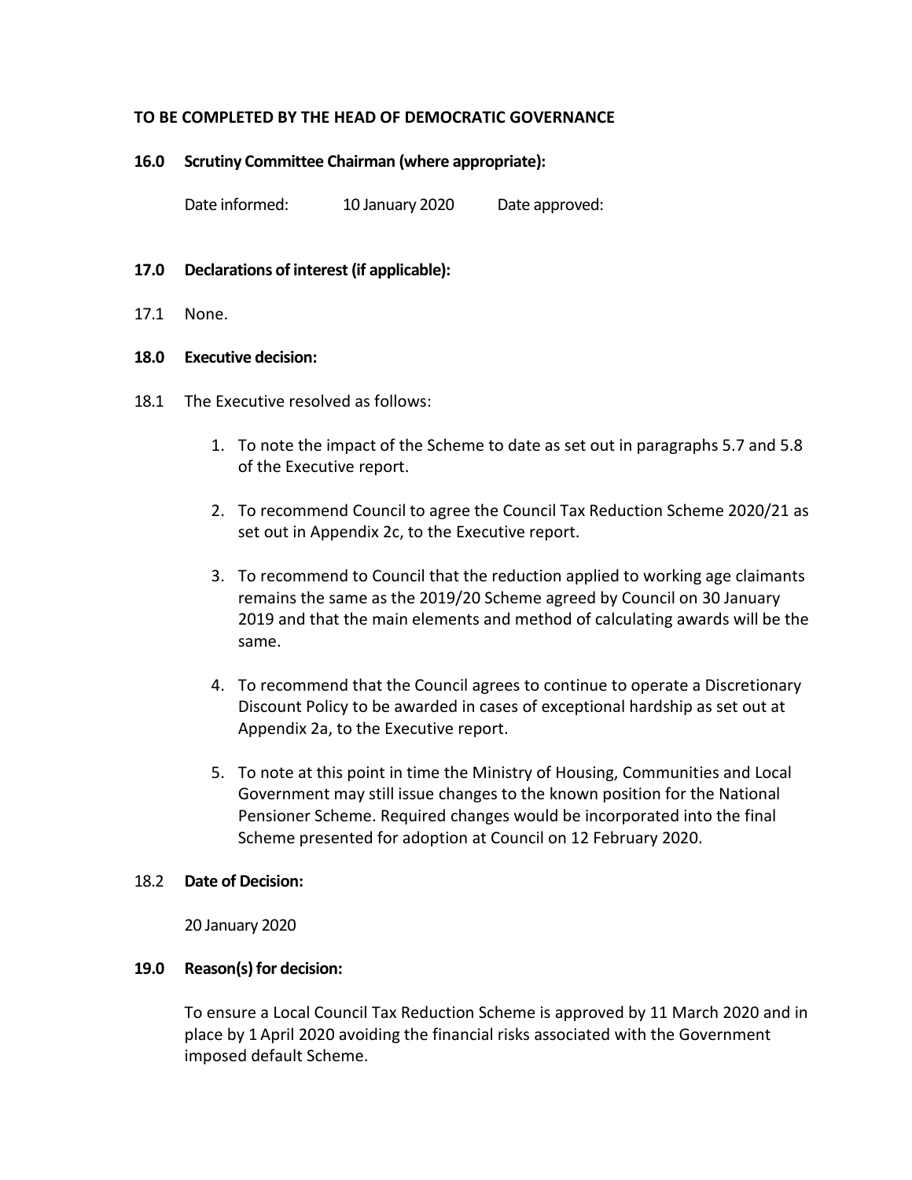**TO BE COMPLETED BY THE HEAD OF DEMOCRATIC GOVERNANCE**

**16.0 Scrutiny Committee Chairman (where appropriate):**

Date informed: 10 January 2020 Date approved:

**17.0 Declarations of interest (if applicable):**

17.1 None.

**18.0 Executive decision:**

18.1 The Executive resolved as follows:

1. To note the impact of the Scheme to date as set out in paragraphs 5.7 and 5.8 of the Executive report.
2. To recommend Council to agree the Council Tax Reduction Scheme 2020/21 as set out in Appendix 2c, to the Executive report.
3. To recommend to Council that the reduction applied to working age claimants remains the same as the 2019/20 Scheme agreed by Council on 30 January 2019 and that the main elements and method of calculating awards will be the same.
4. To recommend that the Council agrees to continue to operate a Discretionary Discount Policy to be awarded in cases of exceptional hardship as set out at Appendix 2a, to the Executive report.
5. To note at this point in time the Ministry of Housing, Communities and Local Government may still issue changes to the known position for the National Pensioner Scheme. Required changes would be incorporated into the final Scheme presented for adoption at Council on 12 February 2020.

18.2 **Date of Decision:**

20 January 2020

**19.0 Reason(s) for decision:**

To ensure a Local Council Tax Reduction Scheme is approved by 11 March 2020 and in place by 1 April 2020 avoiding the financial risks associated with the Government imposed default Scheme.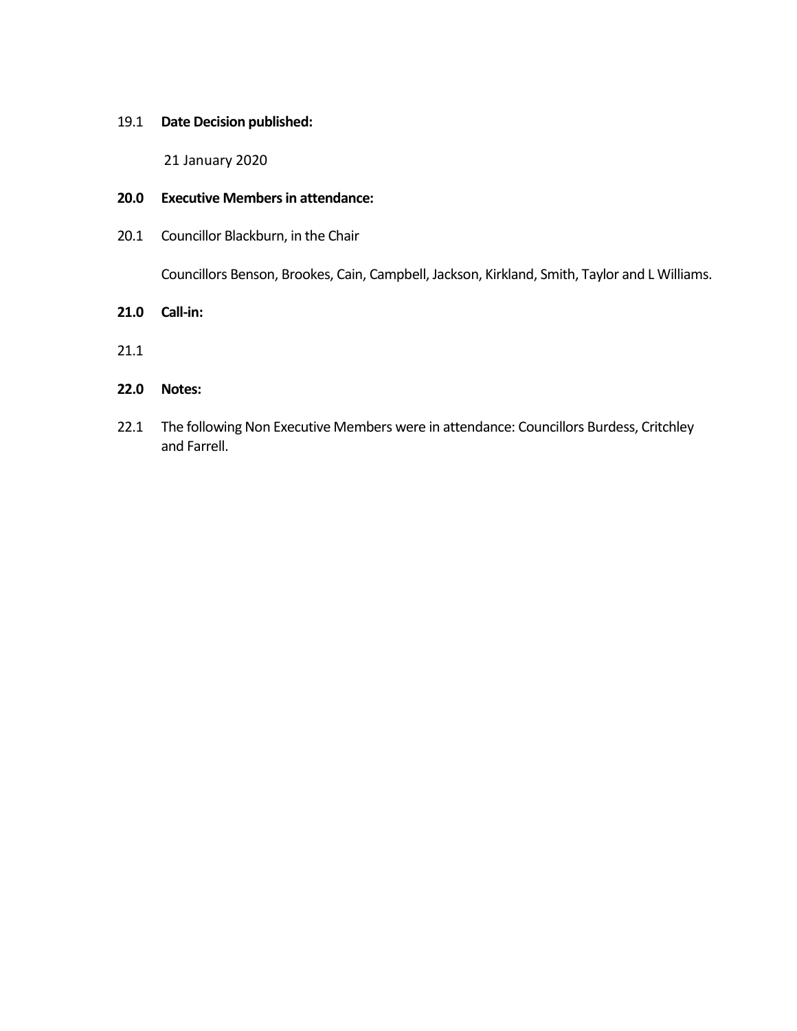19.1 **Date Decision published:**

21 January 2020

**20.0 Executive Members in attendance:**

20.1 Councillor Blackburn, in the Chair

Councillors Benson, Brookes, Cain, Campbell, Jackson, Kirkland, Smith, Taylor and L Williams.

**21.0 Call-in:**

21.1

**22.0 Notes:**

22.1 The following Non Executive Members were in attendance: Councillors Burdess, Critchley and Farrell.